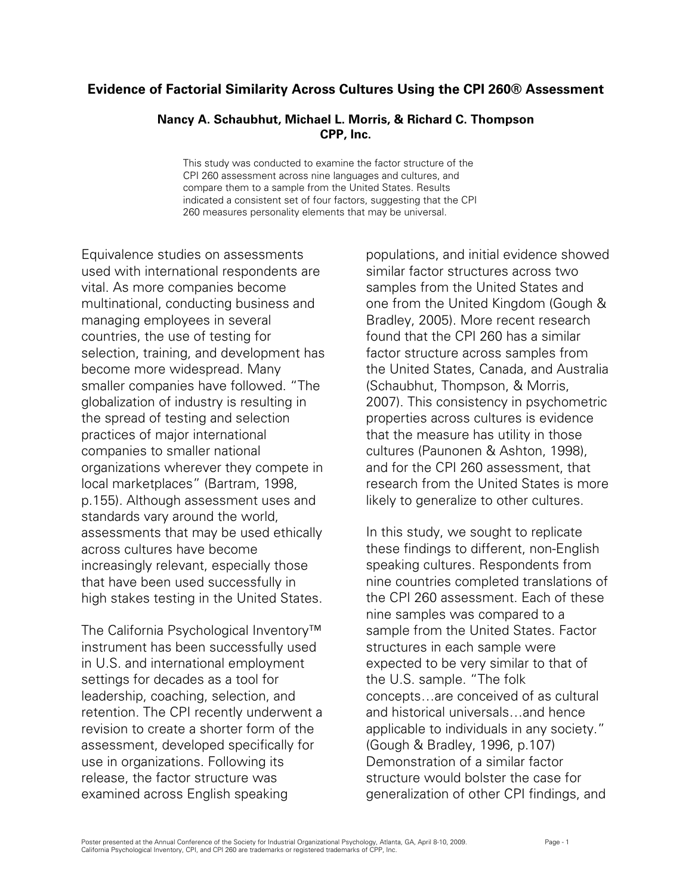# Evidence of Factorial Similarity Across Cultures Using the CPI 260® Assessment

**Nancy A. Schaubhut, Michael L. Morris, & Richard C. Thompson**
**CPP, Inc.**

This study was conducted to examine the factor structure of the CPI 260 assessment across nine languages and cultures, and compare them to a sample from the United States. Results indicated a consistent set of four factors, suggesting that the CPI 260 measures personality elements that may be universal.

Equivalence studies on assessments used with international respondents are vital. As more companies become multinational, conducting business and managing employees in several countries, the use of testing for selection, training, and development has become more widespread. Many smaller companies have followed. "The globalization of industry is resulting in the spread of testing and selection practices of major international companies to smaller national organizations wherever they compete in local marketplaces" (Bartram, 1998, p.155). Although assessment uses and standards vary around the world, assessments that may be used ethically across cultures have become increasingly relevant, especially those that have been used successfully in high stakes testing in the United States.

The California Psychological Inventory™ instrument has been successfully used in U.S. and international employment settings for decades as a tool for leadership, coaching, selection, and retention. The CPI recently underwent a revision to create a shorter form of the assessment, developed specifically for use in organizations. Following its release, the factor structure was examined across English speaking populations, and initial evidence showed similar factor structures across two samples from the United States and one from the United Kingdom (Gough & Bradley, 2005). More recent research found that the CPI 260 has a similar factor structure across samples from the United States, Canada, and Australia (Schaubhut, Thompson, & Morris, 2007). This consistency in psychometric properties across cultures is evidence that the measure has utility in those cultures (Paunonen & Ashton, 1998), and for the CPI 260 assessment, that research from the United States is more likely to generalize to other cultures.

In this study, we sought to replicate these findings to different, non-English speaking cultures. Respondents from nine countries completed translations of the CPI 260 assessment. Each of these nine samples was compared to a sample from the United States. Factor structures in each sample were expected to be very similar to that of the U.S. sample. "The folk concepts…are conceived of as cultural and historical universals…and hence applicable to individuals in any society." (Gough & Bradley, 1996, p.107) Demonstration of a similar factor structure would bolster the case for generalization of other CPI findings, and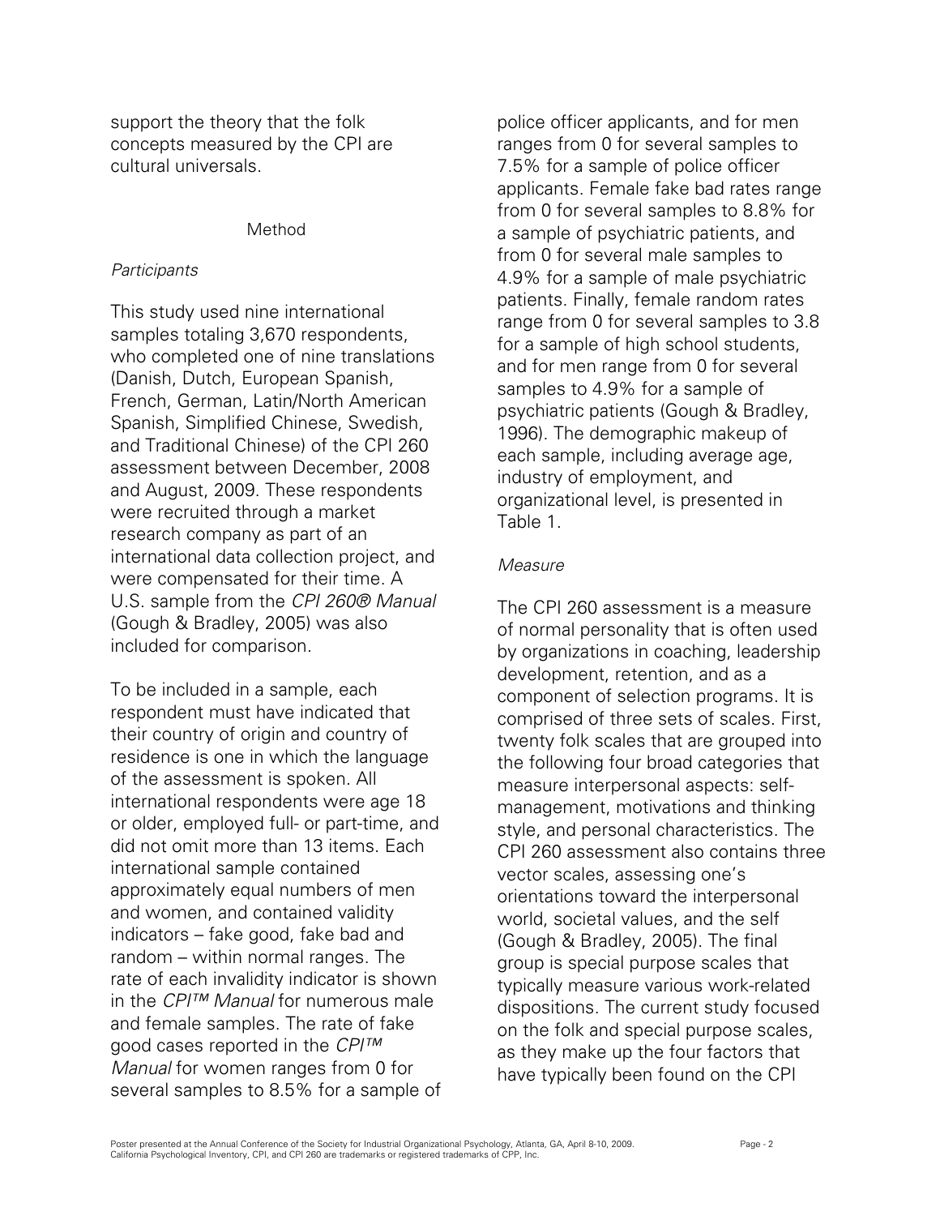support the theory that the folk concepts measured by the CPI are cultural universals.

## Method

### *Participants*

This study used nine international samples totaling 3,670 respondents, who completed one of nine translations (Danish, Dutch, European Spanish, French, German, Latin/North American Spanish, Simplified Chinese, Swedish, and Traditional Chinese) of the CPI 260 assessment between December, 2008 and August, 2009. These respondents were recruited through a market research company as part of an international data collection project, and were compensated for their time. A U.S. sample from the *CPI 260® Manual* (Gough & Bradley, 2005) was also included for comparison.

To be included in a sample, each respondent must have indicated that their country of origin and country of residence is one in which the language of the assessment is spoken. All international respondents were age 18 or older, employed full- or part-time, and did not omit more than 13 items. Each international sample contained approximately equal numbers of men and women, and contained validity indicators – fake good, fake bad and random – within normal ranges. The rate of each invalidity indicator is shown in the *CPI™ Manual* for numerous male and female samples. The rate of fake good cases reported in the *CPI™ Manual* for women ranges from 0 for several samples to 8.5% for a sample of police officer applicants, and for men ranges from 0 for several samples to 7.5% for a sample of police officer applicants. Female fake bad rates range from 0 for several samples to 8.8% for a sample of psychiatric patients, and from 0 for several male samples to 4.9% for a sample of male psychiatric patients. Finally, female random rates range from 0 for several samples to 3.8 for a sample of high school students, and for men range from 0 for several samples to 4.9% for a sample of psychiatric patients (Gough & Bradley, 1996). The demographic makeup of each sample, including average age, industry of employment, and organizational level, is presented in Table 1.

### *Measure*

The CPI 260 assessment is a measure of normal personality that is often used by organizations in coaching, leadership development, retention, and as a component of selection programs. It is comprised of three sets of scales. First, twenty folk scales that are grouped into the following four broad categories that measure interpersonal aspects: self-management, motivations and thinking style, and personal characteristics. The CPI 260 assessment also contains three vector scales, assessing one's orientations toward the interpersonal world, societal values, and the self (Gough & Bradley, 2005). The final group is special purpose scales that typically measure various work-related dispositions. The current study focused on the folk and special purpose scales, as they make up the four factors that have typically been found on the CPI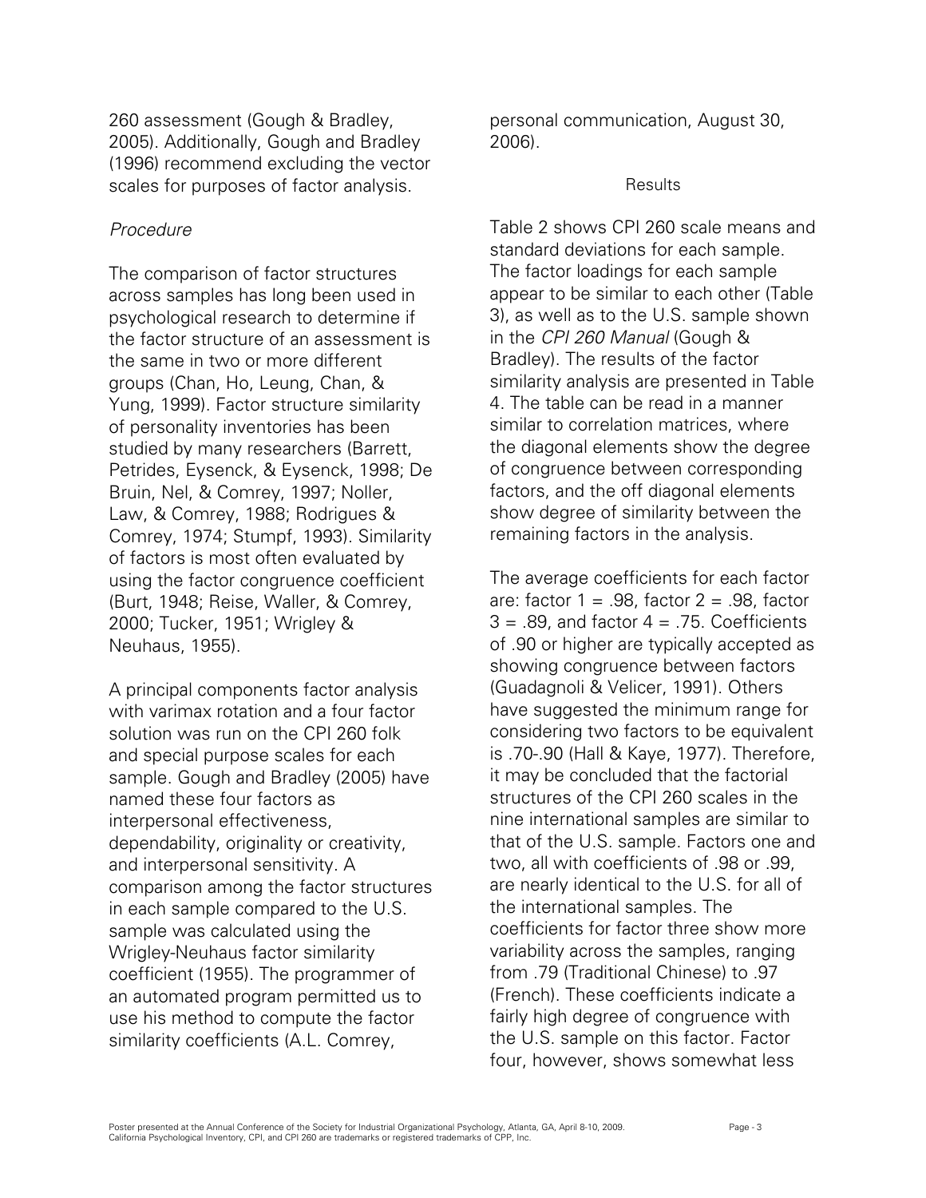260 assessment (Gough & Bradley, 2005). Additionally, Gough and Bradley (1996) recommend excluding the vector scales for purposes of factor analysis.

*Procedure*

The comparison of factor structures across samples has long been used in psychological research to determine if the factor structure of an assessment is the same in two or more different groups (Chan, Ho, Leung, Chan, & Yung, 1999). Factor structure similarity of personality inventories has been studied by many researchers (Barrett, Petrides, Eysenck, & Eysenck, 1998; De Bruin, Nel, & Comrey, 1997; Noller, Law, & Comrey, 1988; Rodrigues & Comrey, 1974; Stumpf, 1993). Similarity of factors is most often evaluated by using the factor congruence coefficient (Burt, 1948; Reise, Waller, & Comrey, 2000; Tucker, 1951; Wrigley & Neuhaus, 1955).

A principal components factor analysis with varimax rotation and a four factor solution was run on the CPI 260 folk and special purpose scales for each sample. Gough and Bradley (2005) have named these four factors as interpersonal effectiveness, dependability, originality or creativity, and interpersonal sensitivity. A comparison among the factor structures in each sample compared to the U.S. sample was calculated using the Wrigley-Neuhaus factor similarity coefficient (1955). The programmer of an automated program permitted us to use his method to compute the factor similarity coefficients (A.L. Comrey, personal communication, August 30, 2006).

## Results

Table 2 shows CPI 260 scale means and standard deviations for each sample. The factor loadings for each sample appear to be similar to each other (Table 3), as well as to the U.S. sample shown in the *CPI 260 Manual* (Gough & Bradley). The results of the factor similarity analysis are presented in Table 4. The table can be read in a manner similar to correlation matrices, where the diagonal elements show the degree of congruence between corresponding factors, and the off diagonal elements show degree of similarity between the remaining factors in the analysis.

The average coefficients for each factor are: factor 1 = .98, factor 2 = .98, factor 3 = .89, and factor 4 = .75. Coefficients of .90 or higher are typically accepted as showing congruence between factors (Guadagnoli & Velicer, 1991). Others have suggested the minimum range for considering two factors to be equivalent is .70-.90 (Hall & Kaye, 1977). Therefore, it may be concluded that the factorial structures of the CPI 260 scales in the nine international samples are similar to that of the U.S. sample. Factors one and two, all with coefficients of .98 or .99, are nearly identical to the U.S. for all of the international samples. The coefficients for factor three show more variability across the samples, ranging from .79 (Traditional Chinese) to .97 (French). These coefficients indicate a fairly high degree of congruence with the U.S. sample on this factor. Factor four, however, shows somewhat less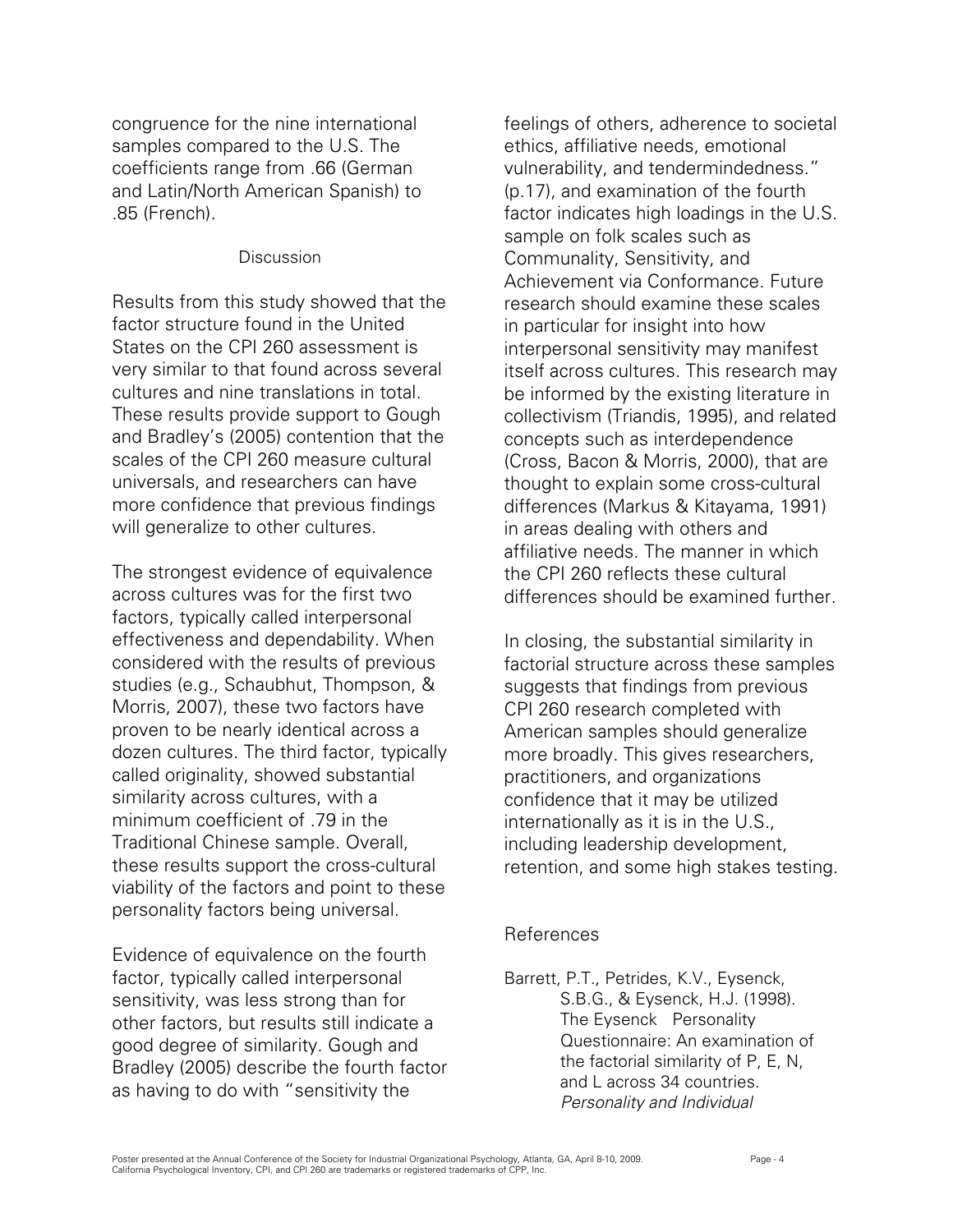congruence for the nine international samples compared to the U.S. The coefficients range from .66 (German and Latin/North American Spanish) to .85 (French).

## Discussion

Results from this study showed that the factor structure found in the United States on the CPI 260 assessment is very similar to that found across several cultures and nine translations in total. These results provide support to Gough and Bradley's (2005) contention that the scales of the CPI 260 measure cultural universals, and researchers can have more confidence that previous findings will generalize to other cultures.

The strongest evidence of equivalence across cultures was for the first two factors, typically called interpersonal effectiveness and dependability. When considered with the results of previous studies (e.g., Schaubhut, Thompson, & Morris, 2007), these two factors have proven to be nearly identical across a dozen cultures. The third factor, typically called originality, showed substantial similarity across cultures, with a minimum coefficient of .79 in the Traditional Chinese sample. Overall, these results support the cross-cultural viability of the factors and point to these personality factors being universal.

Evidence of equivalence on the fourth factor, typically called interpersonal sensitivity, was less strong than for other factors, but results still indicate a good degree of similarity. Gough and Bradley (2005) describe the fourth factor as having to do with "sensitivity the feelings of others, adherence to societal ethics, affiliative needs, emotional vulnerability, and tendermindedness." (p.17), and examination of the fourth factor indicates high loadings in the U.S. sample on folk scales such as Communality, Sensitivity, and Achievement via Conformance. Future research should examine these scales in particular for insight into how interpersonal sensitivity may manifest itself across cultures. This research may be informed by the existing literature in collectivism (Triandis, 1995), and related concepts such as interdependence (Cross, Bacon & Morris, 2000), that are thought to explain some cross-cultural differences (Markus & Kitayama, 1991) in areas dealing with others and affiliative needs. The manner in which the CPI 260 reflects these cultural differences should be examined further.

In closing, the substantial similarity in factorial structure across these samples suggests that findings from previous CPI 260 research completed with American samples should generalize more broadly. This gives researchers, practitioners, and organizations confidence that it may be utilized internationally as it is in the U.S., including leadership development, retention, and some high stakes testing.

## References

Barrett, P.T., Petrides, K.V., Eysenck, S.B.G., & Eysenck, H.J. (1998). The Eysenck Personality Questionnaire: An examination of the factorial similarity of P, E, N, and L across 34 countries. *Personality and Individual*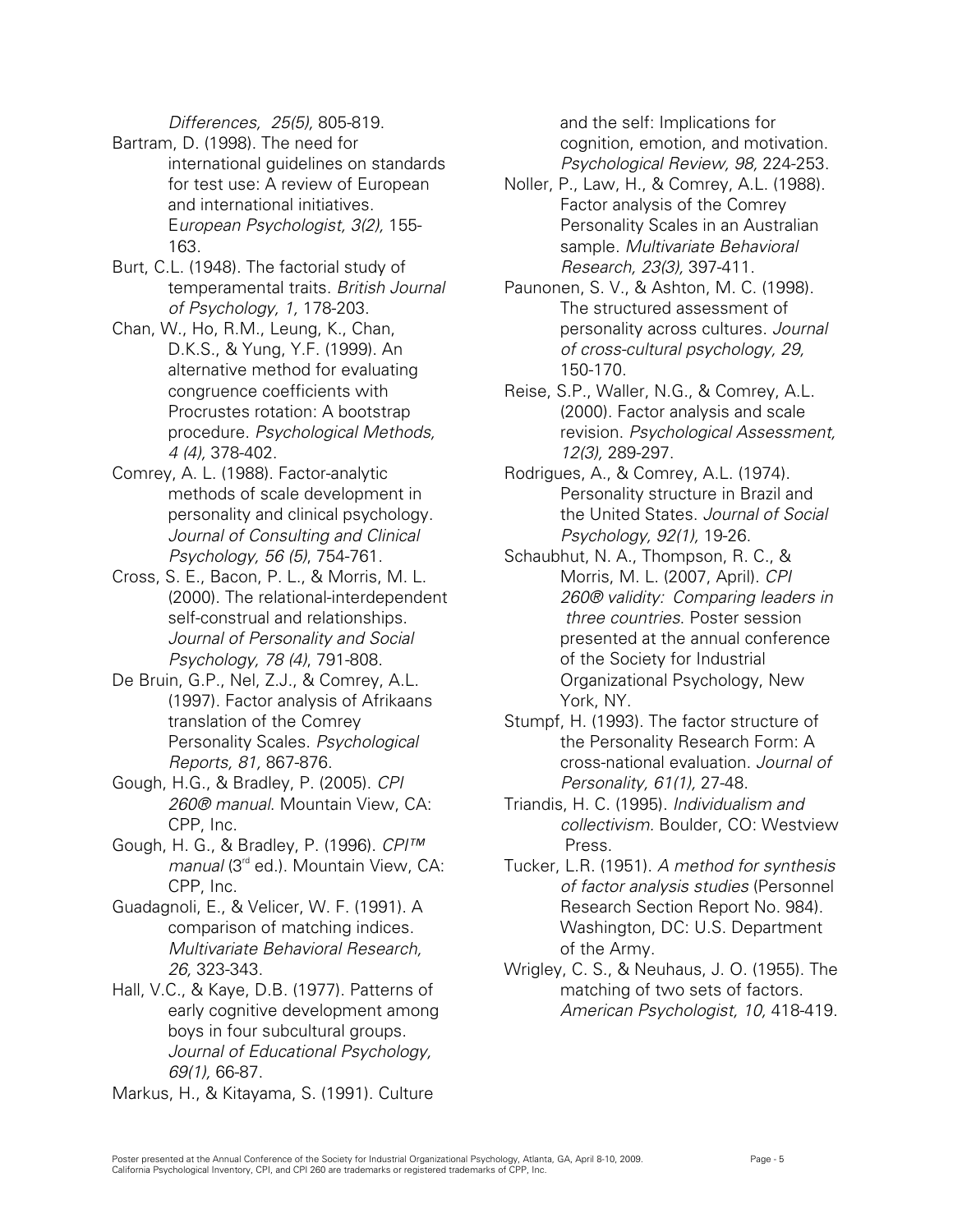*Differences, 25(5),* 805-819.

Bartram, D. (1998). The need for international guidelines on standards for test use: A review of European and international initiatives. *European Psychologist, 3(2),* 155-163.

Burt, C.L. (1948). The factorial study of temperamental traits. *British Journal of Psychology, 1,* 178-203.

Chan, W., Ho, R.M., Leung, K., Chan, D.K.S., & Yung, Y.F. (1999). An alternative method for evaluating congruence coefficients with Procrustes rotation: A bootstrap procedure. *Psychological Methods, 4 (4),* 378-402.

Comrey, A. L. (1988). Factor-analytic methods of scale development in personality and clinical psychology. *Journal of Consulting and Clinical Psychology, 56 (5)*, 754-761.

Cross, S. E., Bacon, P. L., & Morris, M. L. (2000). The relational-interdependent self-construal and relationships. *Journal of Personality and Social Psychology, 78 (4)*, 791-808.

De Bruin, G.P., Nel, Z.J., & Comrey, A.L. (1997). Factor analysis of Afrikaans translation of the Comrey Personality Scales. *Psychological Reports, 81,* 867-876.

Gough, H.G., & Bradley, P. (2005). *CPI 260® manual*. Mountain View, CA: CPP, Inc.

Gough, H. G., & Bradley, P. (1996). *CPI™ manual* (3rd ed.). Mountain View, CA: CPP, Inc.

Guadagnoli, E., & Velicer, W. F. (1991). A comparison of matching indices. *Multivariate Behavioral Research, 26,* 323-343.

Hall, V.C., & Kaye, D.B. (1977). Patterns of early cognitive development among boys in four subcultural groups. *Journal of Educational Psychology, 69(1),* 66-87.

Markus, H., & Kitayama, S. (1991). Culture and the self: Implications for cognition, emotion, and motivation. *Psychological Review, 98,* 224-253.

Noller, P., Law, H., & Comrey, A.L. (1988). Factor analysis of the Comrey Personality Scales in an Australian sample. *Multivariate Behavioral Research, 23(3),* 397-411.

Paunonen, S. V., & Ashton, M. C. (1998). The structured assessment of personality across cultures. *Journal of cross-cultural psychology, 29,* 150-170.

Reise, S.P., Waller, N.G., & Comrey, A.L. (2000). Factor analysis and scale revision. *Psychological Assessment, 12(3),* 289-297.

Rodrigues, A., & Comrey, A.L. (1974). Personality structure in Brazil and the United States. *Journal of Social Psychology, 92(1),* 19-26.

Schaubhut, N. A., Thompson, R. C., & Morris, M. L. (2007, April). *CPI 260® validity: Comparing leaders in three countries*. Poster session presented at the annual conference of the Society for Industrial Organizational Psychology, New York, NY.

Stumpf, H. (1993). The factor structure of the Personality Research Form: A cross-national evaluation. *Journal of Personality, 61(1),* 27-48.

Triandis, H. C. (1995). *Individualism and collectivism.* Boulder, CO: Westview Press.

Tucker, L.R. (1951). *A method for synthesis of factor analysis studies* (Personnel Research Section Report No. 984). Washington, DC: U.S. Department of the Army.

Wrigley, C. S., & Neuhaus, J. O. (1955). The matching of two sets of factors. *American Psychologist, 10,* 418-419.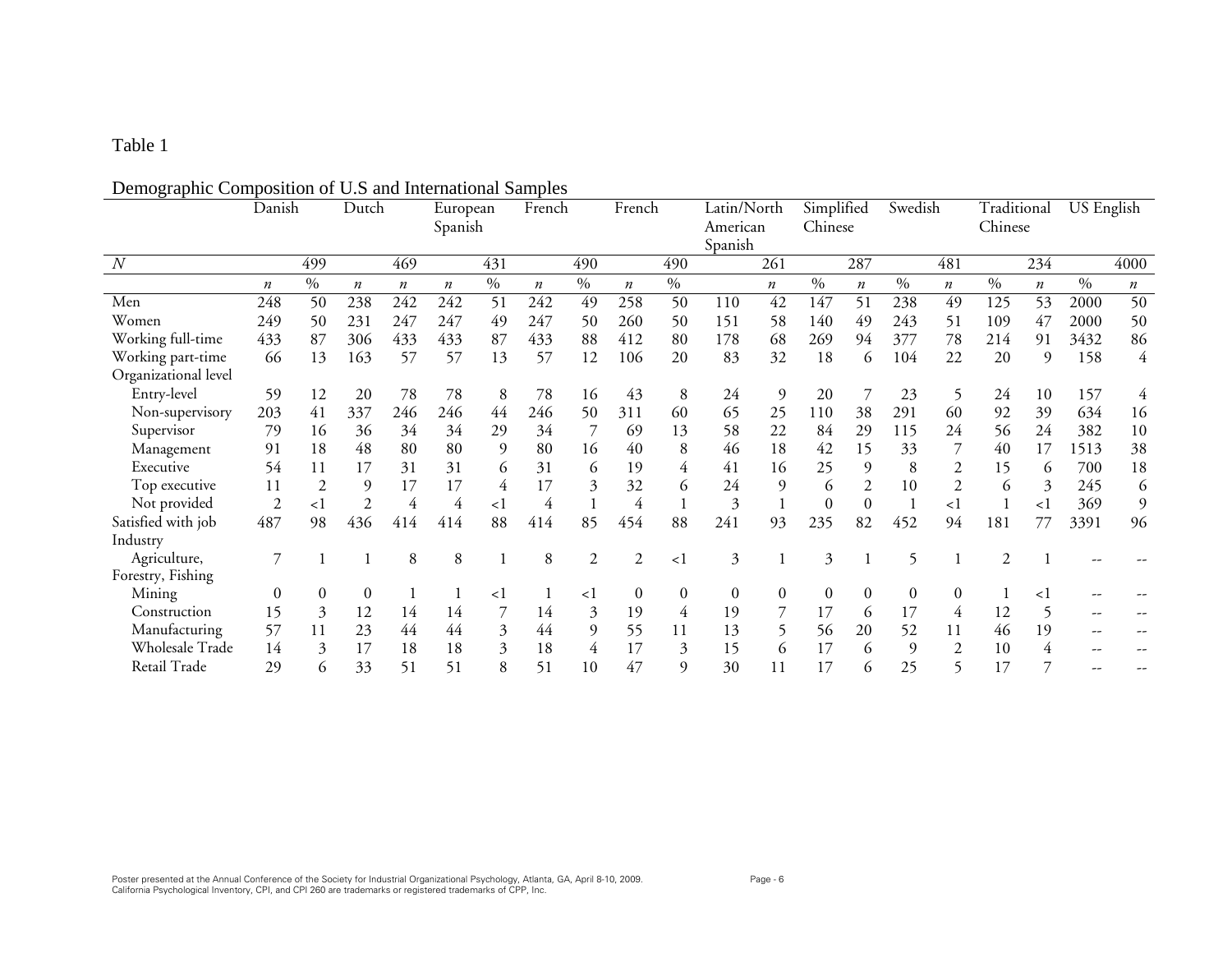Table 1

Demographic Composition of U.S and International Samples

| | Danish | | Dutch | | European Spanish | | French | | French | | Latin/North American Spanish | | Simplified Chinese | | Swedish | | Traditional Chinese | | US English | |
|---|---|---|---|---|---|---|---|---|---|---|---|---|---|---|---|---|---|---|---|---|
| *N* | | 499 | | 469 | | 431 | | 490 | | 490 | | 261 | | 287 | | 481 | | 234 | | 4000 |
| | *n* | % | *n* | *n* | *n* | % | *n* | % | *n* | % | | *n* | % | *n* | % | *n* | % | *n* | % | *n* |
| Men | 248 | 50 | 238 | 242 | 242 | 51 | 242 | 49 | 258 | 50 | 110 | 42 | 147 | 51 | 238 | 49 | 125 | 53 | 2000 | 50 |
| Women | 249 | 50 | 231 | 247 | 247 | 49 | 247 | 50 | 260 | 50 | 151 | 58 | 140 | 49 | 243 | 51 | 109 | 47 | 2000 | 50 |
| Working full-time | 433 | 87 | 306 | 433 | 433 | 87 | 433 | 88 | 412 | 80 | 178 | 68 | 269 | 94 | 377 | 78 | 214 | 91 | 3432 | 86 |
| Working part-time | 66 | 13 | 163 | 57 | 57 | 13 | 57 | 12 | 106 | 20 | 83 | 32 | 18 | 6 | 104 | 22 | 20 | 9 | 158 | 4 |
| Organizational level | | | | | | | | | | | | | | | | | | | | |
| Entry-level | 59 | 12 | 20 | 78 | 78 | 8 | 78 | 16 | 43 | 8 | 24 | 9 | 20 | 7 | 23 | 5 | 24 | 10 | 157 | 4 |
| Non-supervisory | 203 | 41 | 337 | 246 | 246 | 44 | 246 | 50 | 311 | 60 | 65 | 25 | 110 | 38 | 291 | 60 | 92 | 39 | 634 | 16 |
| Supervisor | 79 | 16 | 36 | 34 | 34 | 29 | 34 | 7 | 69 | 13 | 58 | 22 | 84 | 29 | 115 | 24 | 56 | 24 | 382 | 10 |
| Management | 91 | 18 | 48 | 80 | 80 | 9 | 80 | 16 | 40 | 8 | 46 | 18 | 42 | 15 | 33 | 7 | 40 | 17 | 1513 | 38 |
| Executive | 54 | 11 | 17 | 31 | 31 | 6 | 31 | 6 | 19 | 4 | 41 | 16 | 25 | 9 | 8 | 2 | 15 | 6 | 700 | 18 |
| Top executive | 11 | 2 | 9 | 17 | 17 | 4 | 17 | 3 | 32 | 6 | 24 | 9 | 6 | 2 | 10 | 2 | 6 | 3 | 245 | 6 |
| Not provided | 2 | <1 | 2 | 4 | 4 | <1 | 4 | 1 | 4 | 1 | 3 | 1 | 0 | 0 | 1 | <1 | 1 | <1 | 369 | 9 |
| Satisfied with job | 487 | 98 | 436 | 414 | 414 | 88 | 414 | 85 | 454 | 88 | 241 | 93 | 235 | 82 | 452 | 94 | 181 | 77 | 3391 | 96 |
| Industry | | | | | | | | | | | | | | | | | | | | |
| Agriculture, Forestry, Fishing | 7 | 1 | 1 | 8 | 8 | 1 | 8 | 2 | 2 | <1 | 3 | 1 | 3 | 1 | 5 | 1 | 2 | 1 | -- | -- |
| Mining | 0 | 0 | 0 | 1 | 1 | <1 | 1 | <1 | 0 | 0 | 0 | 0 | 0 | 0 | 0 | 0 | 1 | <1 | -- | -- |
| Construction | 15 | 3 | 12 | 14 | 14 | 7 | 14 | 3 | 19 | 4 | 19 | 7 | 17 | 6 | 17 | 4 | 12 | 5 | -- | -- |
| Manufacturing | 57 | 11 | 23 | 44 | 44 | 3 | 44 | 9 | 55 | 11 | 13 | 5 | 56 | 20 | 52 | 11 | 46 | 19 | -- | -- |
| Wholesale Trade | 14 | 3 | 17 | 18 | 18 | 3 | 18 | 4 | 17 | 3 | 15 | 6 | 17 | 6 | 9 | 2 | 10 | 4 | -- | -- |
| Retail Trade | 29 | 6 | 33 | 51 | 51 | 8 | 51 | 10 | 47 | 9 | 30 | 11 | 17 | 6 | 25 | 5 | 17 | 7 | -- | -- |

Poster presented at the Annual Conference of the Society for Industrial Organizational Psychology, Atlanta, GA, April 8-10, 2009.
California Psychological Inventory, CPI, and CPI 260 are trademarks or registered trademarks of CPP, Inc.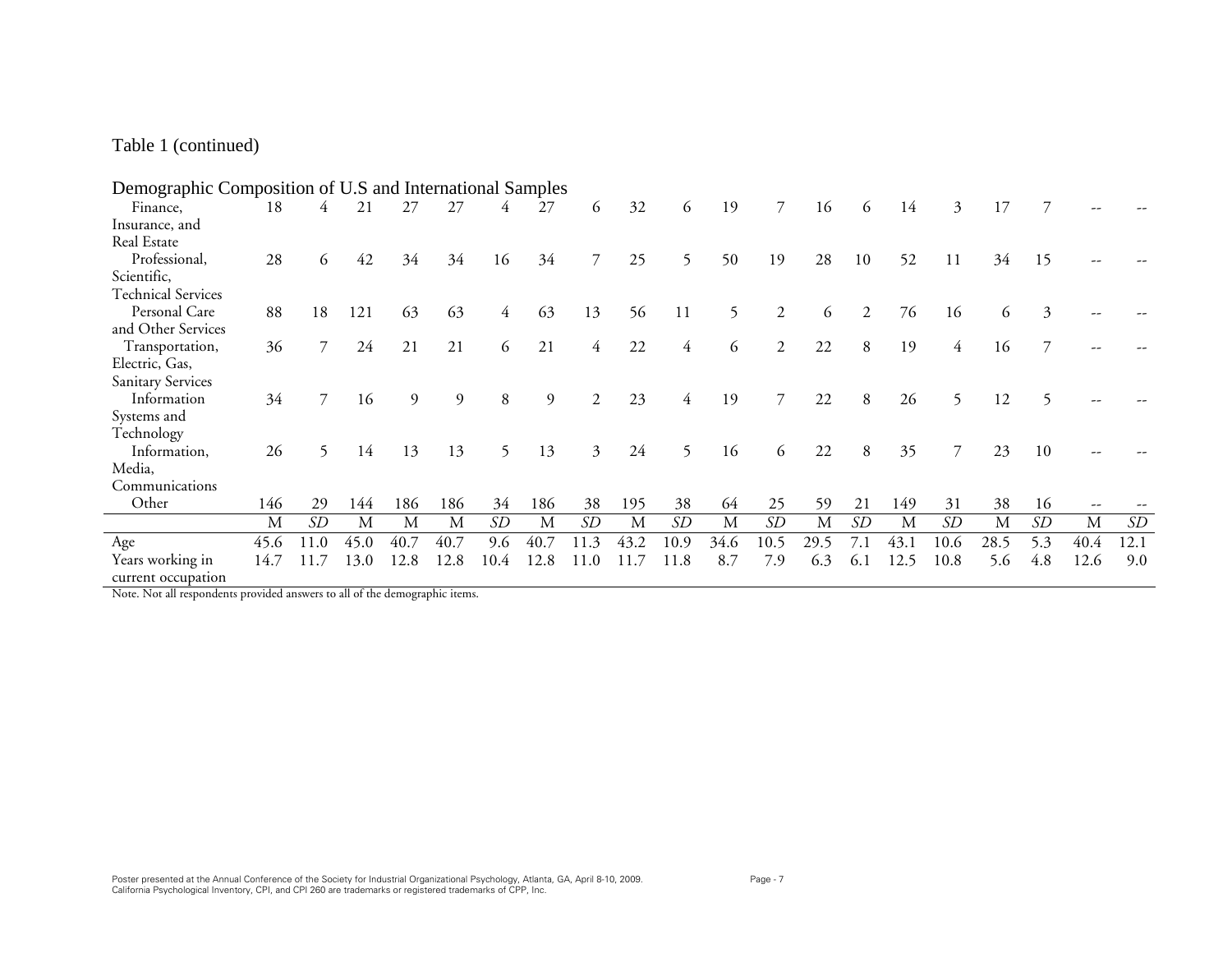Table 1 (continued)

Demographic Composition of U.S and International Samples

| | | | | | | | | | | | | | | | | | | | | |
|---|---|---|---|---|---|---|---|---|---|---|---|---|---|---|---|---|---|---|---|---|
| Finance, Insurance, and Real Estate | 18 | 4 | 21 | 27 | 27 | 4 | 27 | 6 | 32 | 6 | 19 | 7 | 16 | 6 | 14 | 3 | 17 | 7 | -- | -- |
| Professional, Scientific, Technical Services | 28 | 6 | 42 | 34 | 34 | 16 | 34 | 7 | 25 | 5 | 50 | 19 | 28 | 10 | 52 | 11 | 34 | 15 | -- | -- |
| Personal Care and Other Services | 88 | 18 | 121 | 63 | 63 | 4 | 63 | 13 | 56 | 11 | 5 | 2 | 6 | 2 | 76 | 16 | 6 | 3 | -- | -- |
| Transportation, Electric, Gas, Sanitary Services | 36 | 7 | 24 | 21 | 21 | 6 | 21 | 4 | 22 | 4 | 6 | 2 | 22 | 8 | 19 | 4 | 16 | 7 | -- | -- |
| Information Systems and Technology | 34 | 7 | 16 | 9 | 9 | 8 | 9 | 2 | 23 | 4 | 19 | 7 | 22 | 8 | 26 | 5 | 12 | 5 | -- | -- |
| Information, Media, Communications | 26 | 5 | 14 | 13 | 13 | 5 | 13 | 3 | 24 | 5 | 16 | 6 | 22 | 8 | 35 | 7 | 23 | 10 | -- | -- |
| Other | 146 | 29 | 144 | 186 | 186 | 34 | 186 | 38 | 195 | 38 | 64 | 25 | 59 | 21 | 149 | 31 | 38 | 16 | -- | -- |
| | M | *SD* | M | M | M | *SD* | M | *SD* | M | *SD* | M | *SD* | M | *SD* | M | *SD* | M | *SD* | M | *SD* |
| Age | 45.6 | 11.0 | 45.0 | 40.7 | 40.7 | 9.6 | 40.7 | 11.3 | 43.2 | 10.9 | 34.6 | 10.5 | 29.5 | 7.1 | 43.1 | 10.6 | 28.5 | 5.3 | 40.4 | 12.1 |
| Years working in current occupation | 14.7 | 11.7 | 13.0 | 12.8 | 12.8 | 10.4 | 12.8 | 11.0 | 11.7 | 11.8 | 8.7 | 7.9 | 6.3 | 6.1 | 12.5 | 10.8 | 5.6 | 4.8 | 12.6 | 9.0 |

Note. Not all respondents provided answers to all of the demographic items.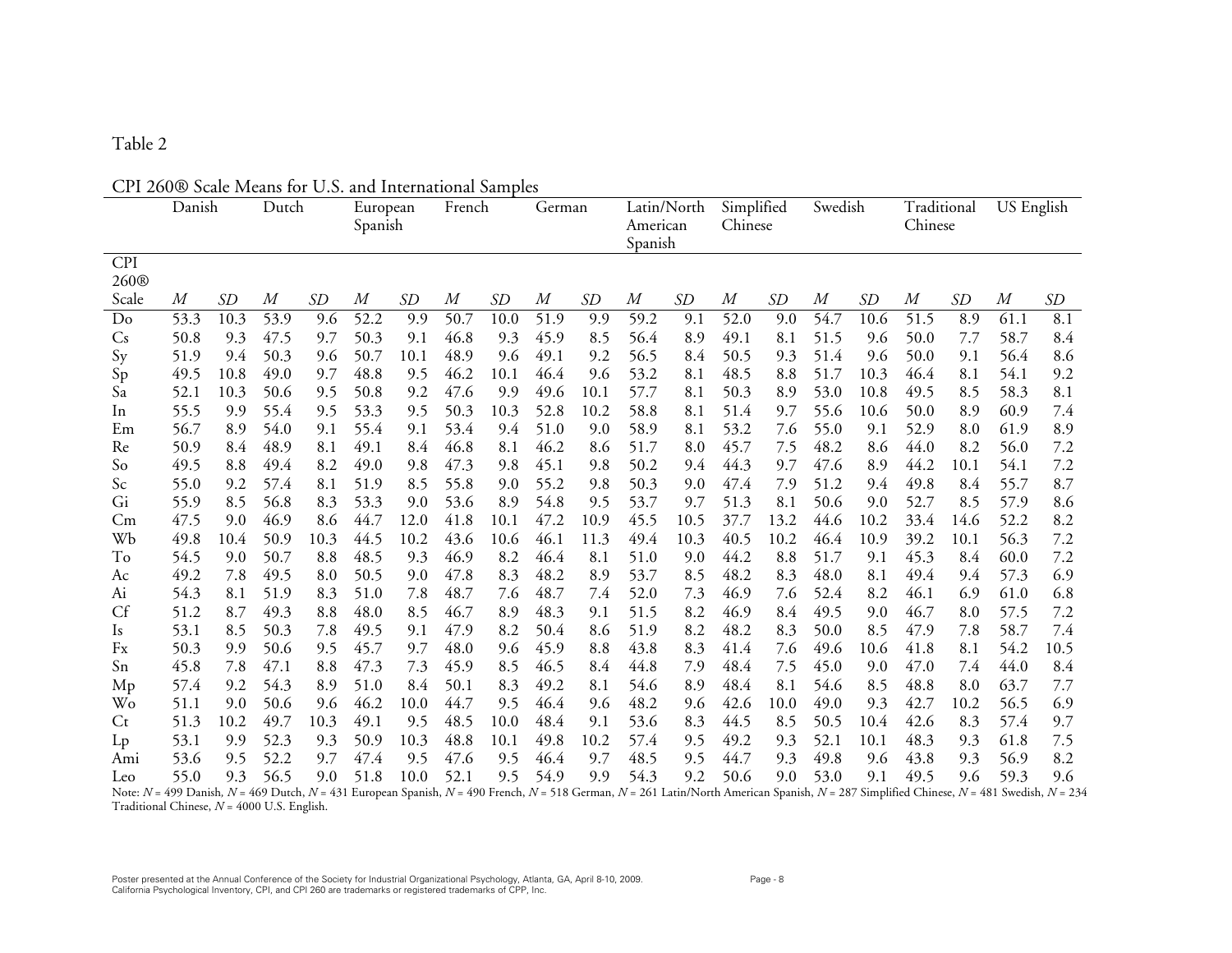Table 2

CPI 260® Scale Means for U.S. and International Samples

| | Danish | | Dutch | | European Spanish | | French | | German | | Latin/North American Spanish | | Simplified Chinese | | Swedish | | Traditional Chinese | | US English | |
|---|---|---|---|---|---|---|---|---|---|---|---|---|---|---|---|---|---|---|---|---|
| CPI 260® Scale | *M* | *SD* | *M* | *SD* | *M* | *SD* | *M* | *SD* | *M* | *SD* | *M* | *SD* | *M* | *SD* | *M* | *SD* | *M* | *SD* | *M* | *SD* |
| Do | 53.3 | 10.3 | 53.9 | 9.6 | 52.2 | 9.9 | 50.7 | 10.0 | 51.9 | 9.9 | 59.2 | 9.1 | 52.0 | 9.0 | 54.7 | 10.6 | 51.5 | 8.9 | 61.1 | 8.1 |
| Cs | 50.8 | 9.3 | 47.5 | 9.7 | 50.3 | 9.1 | 46.8 | 9.3 | 45.9 | 8.5 | 56.4 | 8.9 | 49.1 | 8.1 | 51.5 | 9.6 | 50.0 | 7.7 | 58.7 | 8.4 |
| Sy | 51.9 | 9.4 | 50.3 | 9.6 | 50.7 | 10.1 | 48.9 | 9.6 | 49.1 | 9.2 | 56.5 | 8.4 | 50.5 | 9.3 | 51.4 | 9.6 | 50.0 | 9.1 | 56.4 | 8.6 |
| Sp | 49.5 | 10.8 | 49.0 | 9.7 | 48.8 | 9.5 | 46.2 | 10.1 | 46.4 | 9.6 | 53.2 | 8.1 | 48.5 | 8.8 | 51.7 | 10.3 | 46.4 | 8.1 | 54.1 | 9.2 |
| Sa | 52.1 | 10.3 | 50.6 | 9.5 | 50.8 | 9.2 | 47.6 | 9.9 | 49.6 | 10.1 | 57.7 | 8.1 | 50.3 | 8.9 | 53.0 | 10.8 | 49.5 | 8.5 | 58.3 | 8.1 |
| In | 55.5 | 9.9 | 55.4 | 9.5 | 53.3 | 9.5 | 50.3 | 10.3 | 52.8 | 10.2 | 58.8 | 8.1 | 51.4 | 9.7 | 55.6 | 10.6 | 50.0 | 8.9 | 60.9 | 7.4 |
| Em | 56.7 | 8.9 | 54.0 | 9.1 | 55.4 | 9.1 | 53.4 | 9.4 | 51.0 | 9.0 | 58.9 | 8.1 | 53.2 | 7.6 | 55.0 | 9.1 | 52.9 | 8.0 | 61.9 | 8.9 |
| Re | 50.9 | 8.4 | 48.9 | 8.1 | 49.1 | 8.4 | 46.8 | 8.1 | 46.2 | 8.6 | 51.7 | 8.0 | 45.7 | 7.5 | 48.2 | 8.6 | 44.0 | 8.2 | 56.0 | 7.2 |
| So | 49.5 | 8.8 | 49.4 | 8.2 | 49.0 | 9.8 | 47.3 | 9.8 | 45.1 | 9.8 | 50.2 | 9.4 | 44.3 | 9.7 | 47.6 | 8.9 | 44.2 | 10.1 | 54.1 | 7.2 |
| Sc | 55.0 | 9.2 | 57.4 | 8.1 | 51.9 | 8.5 | 55.8 | 9.0 | 55.2 | 9.8 | 50.3 | 9.0 | 47.4 | 7.9 | 51.2 | 9.4 | 49.8 | 8.4 | 55.7 | 8.7 |
| Gi | 55.9 | 8.5 | 56.8 | 8.3 | 53.3 | 9.0 | 53.6 | 8.9 | 54.8 | 9.5 | 53.7 | 9.7 | 51.3 | 8.1 | 50.6 | 9.0 | 52.7 | 8.5 | 57.9 | 8.6 |
| Cm | 47.5 | 9.0 | 46.9 | 8.6 | 44.7 | 12.0 | 41.8 | 10.1 | 47.2 | 10.9 | 45.5 | 10.5 | 37.7 | 13.2 | 44.6 | 10.2 | 33.4 | 14.6 | 52.2 | 8.2 |
| Wb | 49.8 | 10.4 | 50.9 | 10.3 | 44.5 | 10.2 | 43.6 | 10.6 | 46.1 | 11.3 | 49.4 | 10.3 | 40.5 | 10.2 | 46.4 | 10.9 | 39.2 | 10.1 | 56.3 | 7.2 |
| To | 54.5 | 9.0 | 50.7 | 8.8 | 48.5 | 9.3 | 46.9 | 8.2 | 46.4 | 8.1 | 51.0 | 9.0 | 44.2 | 8.8 | 51.7 | 9.1 | 45.3 | 8.4 | 60.0 | 7.2 |
| Ac | 49.2 | 7.8 | 49.5 | 8.0 | 50.5 | 9.0 | 47.8 | 8.3 | 48.2 | 8.9 | 53.7 | 8.5 | 48.2 | 8.3 | 48.0 | 8.1 | 49.4 | 9.4 | 57.3 | 6.9 |
| Ai | 54.3 | 8.1 | 51.9 | 8.3 | 51.0 | 7.8 | 48.7 | 7.6 | 48.7 | 7.4 | 52.0 | 7.3 | 46.9 | 7.6 | 52.4 | 8.2 | 46.1 | 6.9 | 61.0 | 6.8 |
| Cf | 51.2 | 8.7 | 49.3 | 8.8 | 48.0 | 8.5 | 46.7 | 8.9 | 48.3 | 9.1 | 51.5 | 8.2 | 46.9 | 8.4 | 49.5 | 9.0 | 46.7 | 8.0 | 57.5 | 7.2 |
| Is | 53.1 | 8.5 | 50.3 | 7.8 | 49.5 | 9.1 | 47.9 | 8.2 | 50.4 | 8.6 | 51.9 | 8.2 | 48.2 | 8.3 | 50.0 | 8.5 | 47.9 | 7.8 | 58.7 | 7.4 |
| Fx | 50.3 | 9.9 | 50.6 | 9.5 | 45.7 | 9.7 | 48.0 | 9.6 | 45.9 | 8.8 | 43.8 | 8.3 | 41.4 | 7.6 | 49.6 | 10.6 | 41.8 | 8.1 | 54.2 | 10.5 |
| Sn | 45.8 | 7.8 | 47.1 | 8.8 | 47.3 | 7.3 | 45.9 | 8.5 | 46.5 | 8.4 | 44.8 | 7.9 | 48.4 | 7.5 | 45.0 | 9.0 | 47.0 | 7.4 | 44.0 | 8.4 |
| Mp | 57.4 | 9.2 | 54.3 | 8.9 | 51.0 | 8.4 | 50.1 | 8.3 | 49.2 | 8.1 | 54.6 | 8.9 | 48.4 | 8.1 | 54.6 | 8.5 | 48.8 | 8.0 | 63.7 | 7.7 |
| Wo | 51.1 | 9.0 | 50.6 | 9.6 | 46.2 | 10.0 | 44.7 | 9.5 | 46.4 | 9.6 | 48.2 | 9.6 | 42.6 | 10.0 | 49.0 | 9.3 | 42.7 | 10.2 | 56.5 | 6.9 |
| Ct | 51.3 | 10.2 | 49.7 | 10.3 | 49.1 | 9.5 | 48.5 | 10.0 | 48.4 | 9.1 | 53.6 | 8.3 | 44.5 | 8.5 | 50.5 | 10.4 | 42.6 | 8.3 | 57.4 | 9.7 |
| Lp | 53.1 | 9.9 | 52.3 | 9.3 | 50.9 | 10.3 | 48.8 | 10.1 | 49.8 | 10.2 | 57.4 | 9.5 | 49.2 | 9.3 | 52.1 | 10.1 | 48.3 | 9.3 | 61.8 | 7.5 |
| Ami | 53.6 | 9.5 | 52.2 | 9.7 | 47.4 | 9.5 | 47.6 | 9.5 | 46.4 | 9.7 | 48.5 | 9.5 | 44.7 | 9.3 | 49.8 | 9.6 | 43.8 | 9.3 | 56.9 | 8.2 |
| Leo | 55.0 | 9.3 | 56.5 | 9.0 | 51.8 | 10.0 | 52.1 | 9.5 | 54.9 | 9.9 | 54.3 | 9.2 | 50.6 | 9.0 | 53.0 | 9.1 | 49.5 | 9.6 | 59.3 | 9.6 |

Note: *N* = 499 Danish, *N* = 469 Dutch, *N* = 431 European Spanish, *N* = 490 French, *N* = 518 German, *N* = 261 Latin/North American Spanish, *N* = 287 Simplified Chinese, *N* = 481 Swedish, *N* = 234 Traditional Chinese, *N* = 4000 U.S. English.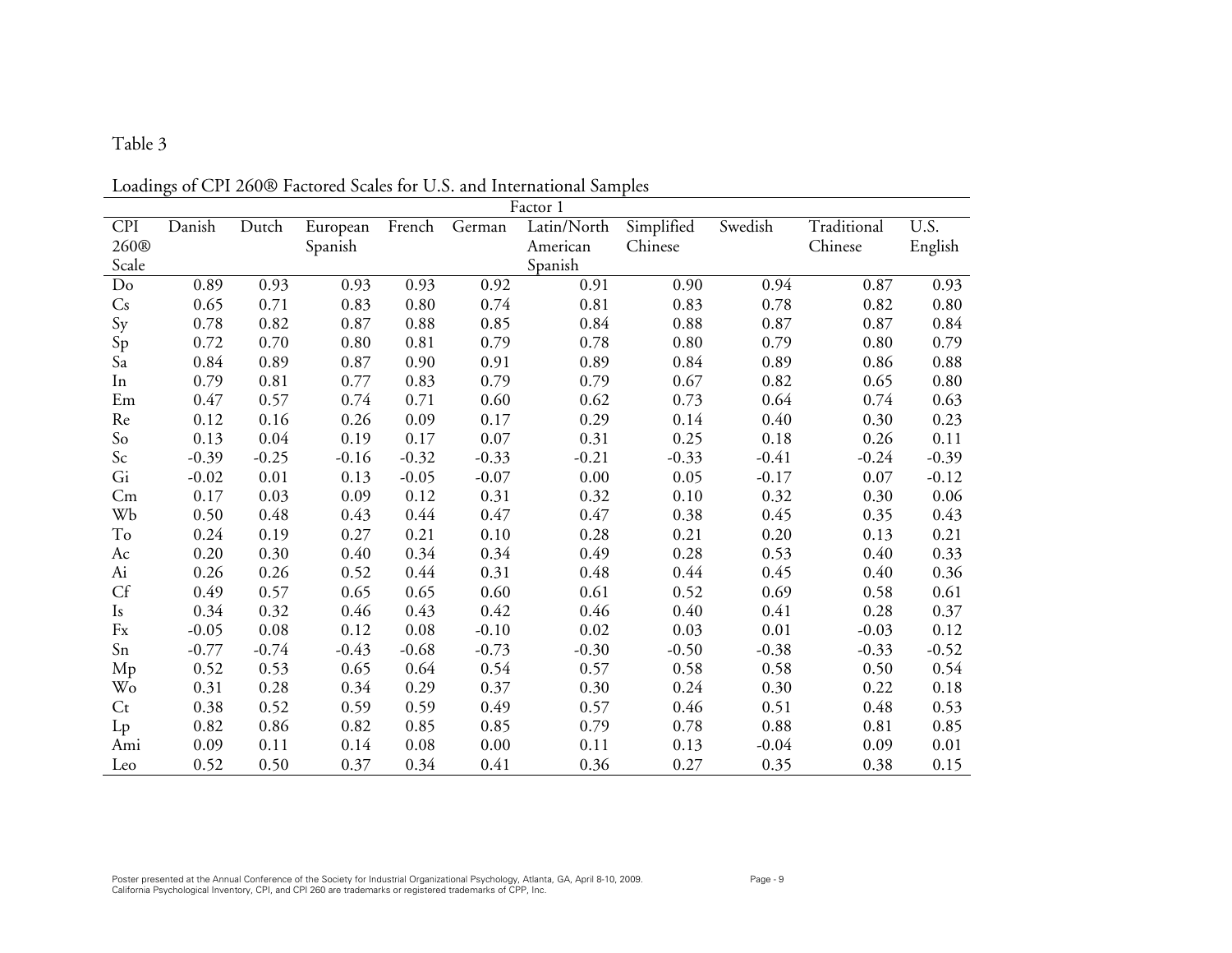Table 3

Loadings of CPI 260® Factored Scales for U.S. and International Samples

| | Factor 1 | | | | | | | | | |
|---|---|---|---|---|---|---|---|---|---|---|
| CPI 260® Scale | Danish | Dutch | European Spanish | French | German | Latin/North American Spanish | Simplified Chinese | Swedish | Traditional Chinese | U.S. English |
| Do | 0.89 | 0.93 | 0.93 | 0.93 | 0.92 | 0.91 | 0.90 | 0.94 | 0.87 | 0.93 |
| Cs | 0.65 | 0.71 | 0.83 | 0.80 | 0.74 | 0.81 | 0.83 | 0.78 | 0.82 | 0.80 |
| Sy | 0.78 | 0.82 | 0.87 | 0.88 | 0.85 | 0.84 | 0.88 | 0.87 | 0.87 | 0.84 |
| Sp | 0.72 | 0.70 | 0.80 | 0.81 | 0.79 | 0.78 | 0.80 | 0.79 | 0.80 | 0.79 |
| Sa | 0.84 | 0.89 | 0.87 | 0.90 | 0.91 | 0.89 | 0.84 | 0.89 | 0.86 | 0.88 |
| In | 0.79 | 0.81 | 0.77 | 0.83 | 0.79 | 0.79 | 0.67 | 0.82 | 0.65 | 0.80 |
| Em | 0.47 | 0.57 | 0.74 | 0.71 | 0.60 | 0.62 | 0.73 | 0.64 | 0.74 | 0.63 |
| Re | 0.12 | 0.16 | 0.26 | 0.09 | 0.17 | 0.29 | 0.14 | 0.40 | 0.30 | 0.23 |
| So | 0.13 | 0.04 | 0.19 | 0.17 | 0.07 | 0.31 | 0.25 | 0.18 | 0.26 | 0.11 |
| Sc | -0.39 | -0.25 | -0.16 | -0.32 | -0.33 | -0.21 | -0.33 | -0.41 | -0.24 | -0.39 |
| Gi | -0.02 | 0.01 | 0.13 | -0.05 | -0.07 | 0.00 | 0.05 | -0.17 | 0.07 | -0.12 |
| Cm | 0.17 | 0.03 | 0.09 | 0.12 | 0.31 | 0.32 | 0.10 | 0.32 | 0.30 | 0.06 |
| Wb | 0.50 | 0.48 | 0.43 | 0.44 | 0.47 | 0.47 | 0.38 | 0.45 | 0.35 | 0.43 |
| To | 0.24 | 0.19 | 0.27 | 0.21 | 0.10 | 0.28 | 0.21 | 0.20 | 0.13 | 0.21 |
| Ac | 0.20 | 0.30 | 0.40 | 0.34 | 0.34 | 0.49 | 0.28 | 0.53 | 0.40 | 0.33 |
| Ai | 0.26 | 0.26 | 0.52 | 0.44 | 0.31 | 0.48 | 0.44 | 0.45 | 0.40 | 0.36 |
| Cf | 0.49 | 0.57 | 0.65 | 0.65 | 0.60 | 0.61 | 0.52 | 0.69 | 0.58 | 0.61 |
| Is | 0.34 | 0.32 | 0.46 | 0.43 | 0.42 | 0.46 | 0.40 | 0.41 | 0.28 | 0.37 |
| Fx | -0.05 | 0.08 | 0.12 | 0.08 | -0.10 | 0.02 | 0.03 | 0.01 | -0.03 | 0.12 |
| Sn | -0.77 | -0.74 | -0.43 | -0.68 | -0.73 | -0.30 | -0.50 | -0.38 | -0.33 | -0.52 |
| Mp | 0.52 | 0.53 | 0.65 | 0.64 | 0.54 | 0.57 | 0.58 | 0.58 | 0.50 | 0.54 |
| Wo | 0.31 | 0.28 | 0.34 | 0.29 | 0.37 | 0.30 | 0.24 | 0.30 | 0.22 | 0.18 |
| Ct | 0.38 | 0.52 | 0.59 | 0.59 | 0.49 | 0.57 | 0.46 | 0.51 | 0.48 | 0.53 |
| Lp | 0.82 | 0.86 | 0.82 | 0.85 | 0.85 | 0.79 | 0.78 | 0.88 | 0.81 | 0.85 |
| Ami | 0.09 | 0.11 | 0.14 | 0.08 | 0.00 | 0.11 | 0.13 | -0.04 | 0.09 | 0.01 |
| Leo | 0.52 | 0.50 | 0.37 | 0.34 | 0.41 | 0.36 | 0.27 | 0.35 | 0.38 | 0.15 |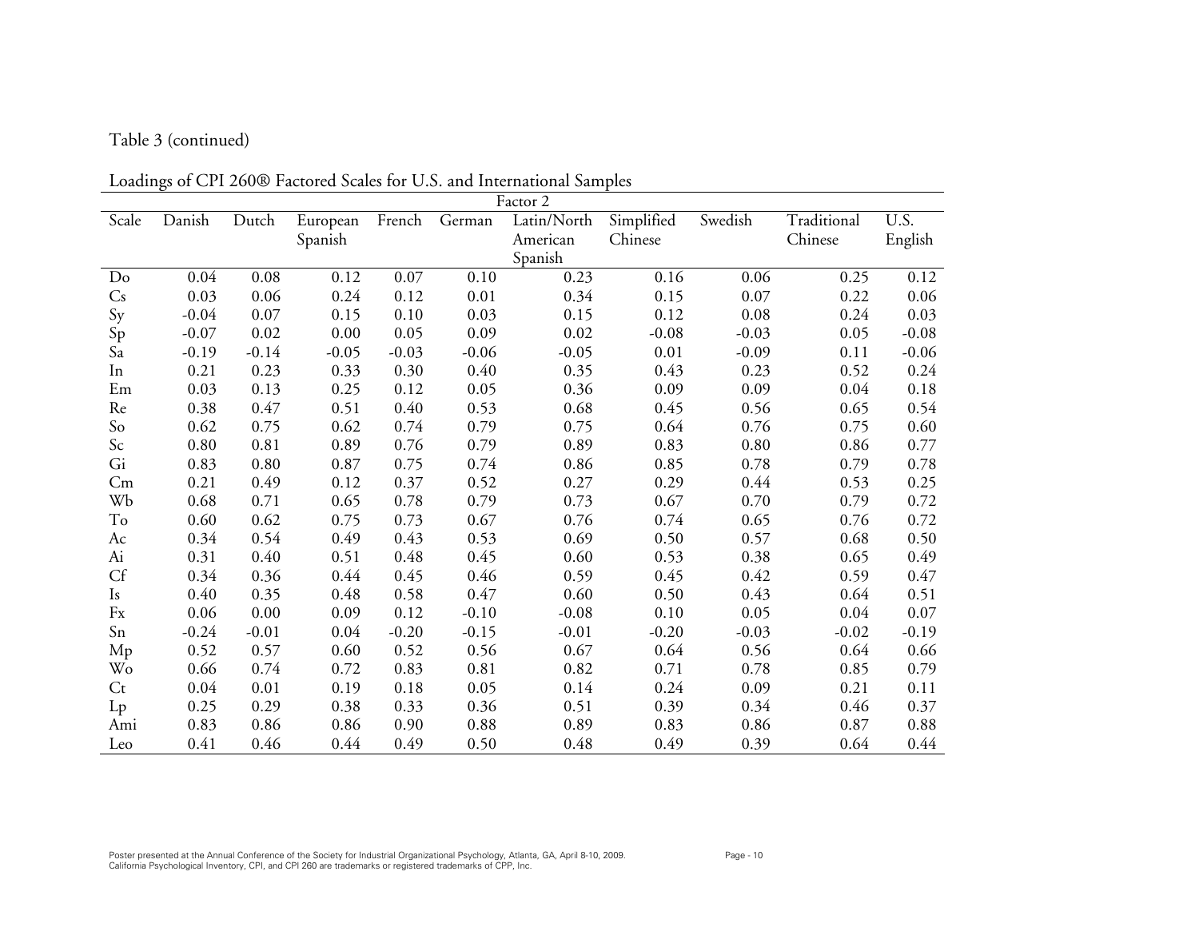Table 3 (continued)

Loadings of CPI 260® Factored Scales for U.S. and International Samples

| | Factor 2 | | | | | | | | | |
|---|---|---|---|---|---|---|---|---|---|---|
| Scale | Danish | Dutch | European Spanish | French | German | Latin/North American Spanish | Simplified Chinese | Swedish | Traditional Chinese | U.S. English |
| Do | 0.04 | 0.08 | 0.12 | 0.07 | 0.10 | 0.23 | 0.16 | 0.06 | 0.25 | 0.12 |
| Cs | 0.03 | 0.06 | 0.24 | 0.12 | 0.01 | 0.34 | 0.15 | 0.07 | 0.22 | 0.06 |
| Sy | -0.04 | 0.07 | 0.15 | 0.10 | 0.03 | 0.15 | 0.12 | 0.08 | 0.24 | 0.03 |
| Sp | -0.07 | 0.02 | 0.00 | 0.05 | 0.09 | 0.02 | -0.08 | -0.03 | 0.05 | -0.08 |
| Sa | -0.19 | -0.14 | -0.05 | -0.03 | -0.06 | -0.05 | 0.01 | -0.09 | 0.11 | -0.06 |
| In | 0.21 | 0.23 | 0.33 | 0.30 | 0.40 | 0.35 | 0.43 | 0.23 | 0.52 | 0.24 |
| Em | 0.03 | 0.13 | 0.25 | 0.12 | 0.05 | 0.36 | 0.09 | 0.09 | 0.04 | 0.18 |
| Re | 0.38 | 0.47 | 0.51 | 0.40 | 0.53 | 0.68 | 0.45 | 0.56 | 0.65 | 0.54 |
| So | 0.62 | 0.75 | 0.62 | 0.74 | 0.79 | 0.75 | 0.64 | 0.76 | 0.75 | 0.60 |
| Sc | 0.80 | 0.81 | 0.89 | 0.76 | 0.79 | 0.89 | 0.83 | 0.80 | 0.86 | 0.77 |
| Gi | 0.83 | 0.80 | 0.87 | 0.75 | 0.74 | 0.86 | 0.85 | 0.78 | 0.79 | 0.78 |
| Cm | 0.21 | 0.49 | 0.12 | 0.37 | 0.52 | 0.27 | 0.29 | 0.44 | 0.53 | 0.25 |
| Wb | 0.68 | 0.71 | 0.65 | 0.78 | 0.79 | 0.73 | 0.67 | 0.70 | 0.79 | 0.72 |
| To | 0.60 | 0.62 | 0.75 | 0.73 | 0.67 | 0.76 | 0.74 | 0.65 | 0.76 | 0.72 |
| Ac | 0.34 | 0.54 | 0.49 | 0.43 | 0.53 | 0.69 | 0.50 | 0.57 | 0.68 | 0.50 |
| Ai | 0.31 | 0.40 | 0.51 | 0.48 | 0.45 | 0.60 | 0.53 | 0.38 | 0.65 | 0.49 |
| Cf | 0.34 | 0.36 | 0.44 | 0.45 | 0.46 | 0.59 | 0.45 | 0.42 | 0.59 | 0.47 |
| Is | 0.40 | 0.35 | 0.48 | 0.58 | 0.47 | 0.60 | 0.50 | 0.43 | 0.64 | 0.51 |
| Fx | 0.06 | 0.00 | 0.09 | 0.12 | -0.10 | -0.08 | 0.10 | 0.05 | 0.04 | 0.07 |
| Sn | -0.24 | -0.01 | 0.04 | -0.20 | -0.15 | -0.01 | -0.20 | -0.03 | -0.02 | -0.19 |
| Mp | 0.52 | 0.57 | 0.60 | 0.52 | 0.56 | 0.67 | 0.64 | 0.56 | 0.64 | 0.66 |
| Wo | 0.66 | 0.74 | 0.72 | 0.83 | 0.81 | 0.82 | 0.71 | 0.78 | 0.85 | 0.79 |
| Ct | 0.04 | 0.01 | 0.19 | 0.18 | 0.05 | 0.14 | 0.24 | 0.09 | 0.21 | 0.11 |
| Lp | 0.25 | 0.29 | 0.38 | 0.33 | 0.36 | 0.51 | 0.39 | 0.34 | 0.46 | 0.37 |
| Ami | 0.83 | 0.86 | 0.86 | 0.90 | 0.88 | 0.89 | 0.83 | 0.86 | 0.87 | 0.88 |
| Leo | 0.41 | 0.46 | 0.44 | 0.49 | 0.50 | 0.48 | 0.49 | 0.39 | 0.64 | 0.44 |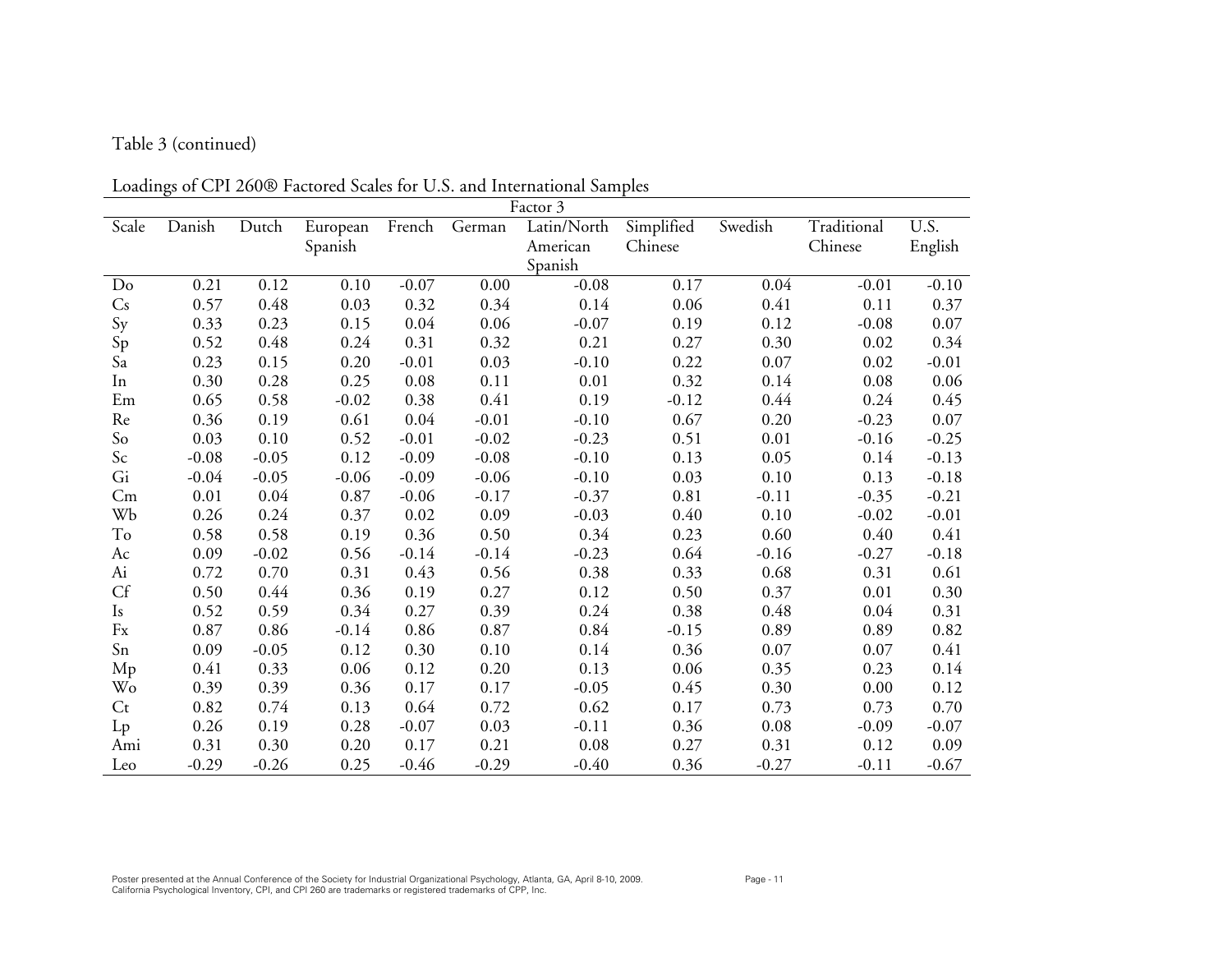Table 3 (continued)

Loadings of CPI 260® Factored Scales for U.S. and International Samples

| | Factor 3 | | | | | | | | | |
|---|---|---|---|---|---|---|---|---|---|---|
| Scale | Danish | Dutch | European Spanish | French | German | Latin/North American Spanish | Simplified Chinese | Swedish | Traditional Chinese | U.S. English |
| Do | 0.21 | 0.12 | 0.10 | -0.07 | 0.00 | -0.08 | 0.17 | 0.04 | -0.01 | -0.10 |
| Cs | 0.57 | 0.48 | 0.03 | 0.32 | 0.34 | 0.14 | 0.06 | 0.41 | 0.11 | 0.37 |
| Sy | 0.33 | 0.23 | 0.15 | 0.04 | 0.06 | -0.07 | 0.19 | 0.12 | -0.08 | 0.07 |
| Sp | 0.52 | 0.48 | 0.24 | 0.31 | 0.32 | 0.21 | 0.27 | 0.30 | 0.02 | 0.34 |
| Sa | 0.23 | 0.15 | 0.20 | -0.01 | 0.03 | -0.10 | 0.22 | 0.07 | 0.02 | -0.01 |
| In | 0.30 | 0.28 | 0.25 | 0.08 | 0.11 | 0.01 | 0.32 | 0.14 | 0.08 | 0.06 |
| Em | 0.65 | 0.58 | -0.02 | 0.38 | 0.41 | 0.19 | -0.12 | 0.44 | 0.24 | 0.45 |
| Re | 0.36 | 0.19 | 0.61 | 0.04 | -0.01 | -0.10 | 0.67 | 0.20 | -0.23 | 0.07 |
| So | 0.03 | 0.10 | 0.52 | -0.01 | -0.02 | -0.23 | 0.51 | 0.01 | -0.16 | -0.25 |
| Sc | -0.08 | -0.05 | 0.12 | -0.09 | -0.08 | -0.10 | 0.13 | 0.05 | 0.14 | -0.13 |
| Gi | -0.04 | -0.05 | -0.06 | -0.09 | -0.06 | -0.10 | 0.03 | 0.10 | 0.13 | -0.18 |
| Cm | 0.01 | 0.04 | 0.87 | -0.06 | -0.17 | -0.37 | 0.81 | -0.11 | -0.35 | -0.21 |
| Wb | 0.26 | 0.24 | 0.37 | 0.02 | 0.09 | -0.03 | 0.40 | 0.10 | -0.02 | -0.01 |
| To | 0.58 | 0.58 | 0.19 | 0.36 | 0.50 | 0.34 | 0.23 | 0.60 | 0.40 | 0.41 |
| Ac | 0.09 | -0.02 | 0.56 | -0.14 | -0.14 | -0.23 | 0.64 | -0.16 | -0.27 | -0.18 |
| Ai | 0.72 | 0.70 | 0.31 | 0.43 | 0.56 | 0.38 | 0.33 | 0.68 | 0.31 | 0.61 |
| Cf | 0.50 | 0.44 | 0.36 | 0.19 | 0.27 | 0.12 | 0.50 | 0.37 | 0.01 | 0.30 |
| Is | 0.52 | 0.59 | 0.34 | 0.27 | 0.39 | 0.24 | 0.38 | 0.48 | 0.04 | 0.31 |
| Fx | 0.87 | 0.86 | -0.14 | 0.86 | 0.87 | 0.84 | -0.15 | 0.89 | 0.89 | 0.82 |
| Sn | 0.09 | -0.05 | 0.12 | 0.30 | 0.10 | 0.14 | 0.36 | 0.07 | 0.07 | 0.41 |
| Mp | 0.41 | 0.33 | 0.06 | 0.12 | 0.20 | 0.13 | 0.06 | 0.35 | 0.23 | 0.14 |
| Wo | 0.39 | 0.39 | 0.36 | 0.17 | 0.17 | -0.05 | 0.45 | 0.30 | 0.00 | 0.12 |
| Ct | 0.82 | 0.74 | 0.13 | 0.64 | 0.72 | 0.62 | 0.17 | 0.73 | 0.73 | 0.70 |
| Lp | 0.26 | 0.19 | 0.28 | -0.07 | 0.03 | -0.11 | 0.36 | 0.08 | -0.09 | -0.07 |
| Ami | 0.31 | 0.30 | 0.20 | 0.17 | 0.21 | 0.08 | 0.27 | 0.31 | 0.12 | 0.09 |
| Leo | -0.29 | -0.26 | 0.25 | -0.46 | -0.29 | -0.40 | 0.36 | -0.27 | -0.11 | -0.67 |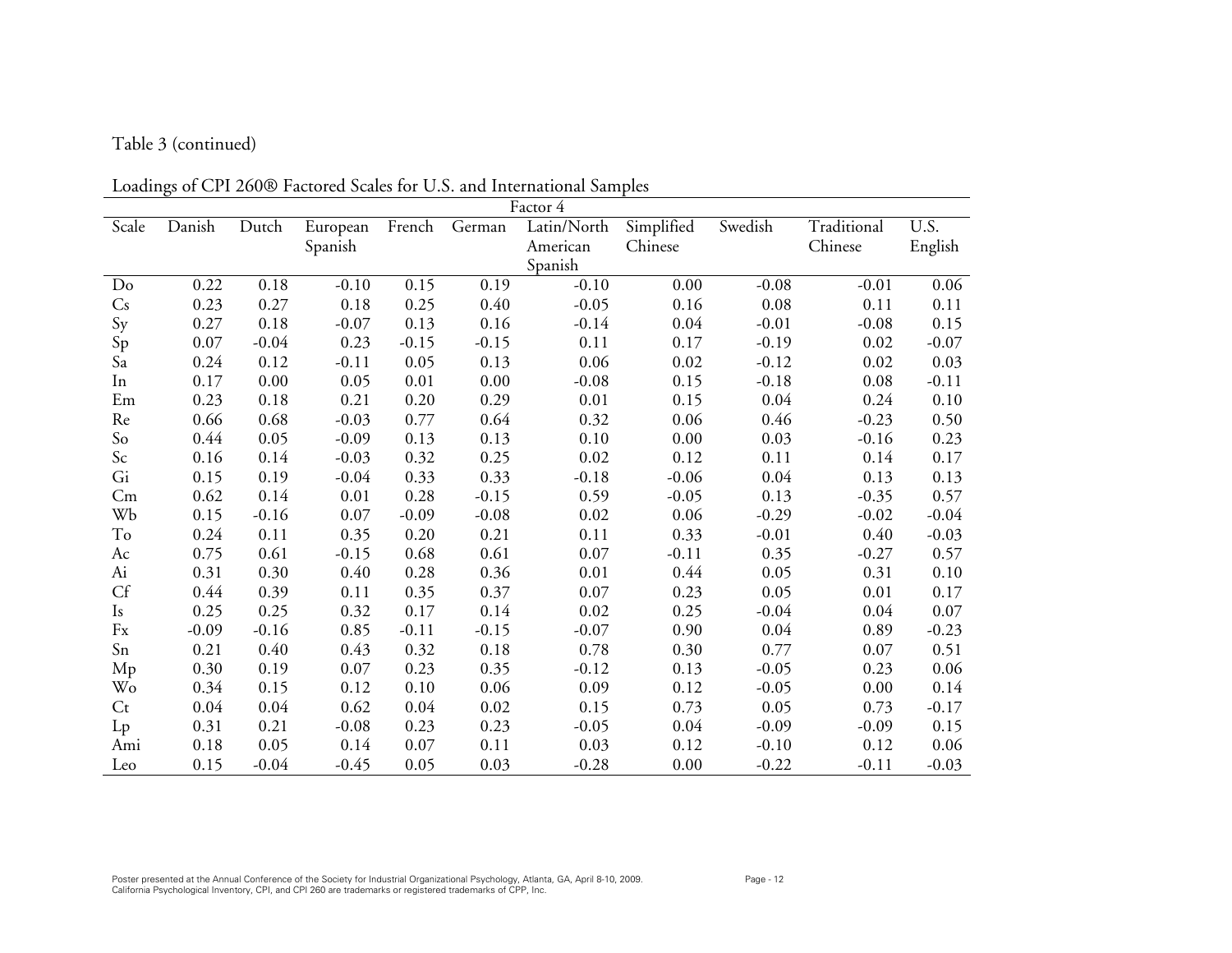Table 3 (continued)

Loadings of CPI 260® Factored Scales for U.S. and International Samples

| | Factor 4 | | | | | | | | | |
|---|---|---|---|---|---|---|---|---|---|---|
| Scale | Danish | Dutch | European Spanish | French | German | Latin/North American Spanish | Simplified Chinese | Swedish | Traditional Chinese | U.S. English |
| Do | 0.22 | 0.18 | -0.10 | 0.15 | 0.19 | -0.10 | 0.00 | -0.08 | -0.01 | 0.06 |
| Cs | 0.23 | 0.27 | 0.18 | 0.25 | 0.40 | -0.05 | 0.16 | 0.08 | 0.11 | 0.11 |
| Sy | 0.27 | 0.18 | -0.07 | 0.13 | 0.16 | -0.14 | 0.04 | -0.01 | -0.08 | 0.15 |
| Sp | 0.07 | -0.04 | 0.23 | -0.15 | -0.15 | 0.11 | 0.17 | -0.19 | 0.02 | -0.07 |
| Sa | 0.24 | 0.12 | -0.11 | 0.05 | 0.13 | 0.06 | 0.02 | -0.12 | 0.02 | 0.03 |
| In | 0.17 | 0.00 | 0.05 | 0.01 | 0.00 | -0.08 | 0.15 | -0.18 | 0.08 | -0.11 |
| Em | 0.23 | 0.18 | 0.21 | 0.20 | 0.29 | 0.01 | 0.15 | 0.04 | 0.24 | 0.10 |
| Re | 0.66 | 0.68 | -0.03 | 0.77 | 0.64 | 0.32 | 0.06 | 0.46 | -0.23 | 0.50 |
| So | 0.44 | 0.05 | -0.09 | 0.13 | 0.13 | 0.10 | 0.00 | 0.03 | -0.16 | 0.23 |
| Sc | 0.16 | 0.14 | -0.03 | 0.32 | 0.25 | 0.02 | 0.12 | 0.11 | 0.14 | 0.17 |
| Gi | 0.15 | 0.19 | -0.04 | 0.33 | 0.33 | -0.18 | -0.06 | 0.04 | 0.13 | 0.13 |
| Cm | 0.62 | 0.14 | 0.01 | 0.28 | -0.15 | 0.59 | -0.05 | 0.13 | -0.35 | 0.57 |
| Wb | 0.15 | -0.16 | 0.07 | -0.09 | -0.08 | 0.02 | 0.06 | -0.29 | -0.02 | -0.04 |
| To | 0.24 | 0.11 | 0.35 | 0.20 | 0.21 | 0.11 | 0.33 | -0.01 | 0.40 | -0.03 |
| Ac | 0.75 | 0.61 | -0.15 | 0.68 | 0.61 | 0.07 | -0.11 | 0.35 | -0.27 | 0.57 |
| Ai | 0.31 | 0.30 | 0.40 | 0.28 | 0.36 | 0.01 | 0.44 | 0.05 | 0.31 | 0.10 |
| Cf | 0.44 | 0.39 | 0.11 | 0.35 | 0.37 | 0.07 | 0.23 | 0.05 | 0.01 | 0.17 |
| Is | 0.25 | 0.25 | 0.32 | 0.17 | 0.14 | 0.02 | 0.25 | -0.04 | 0.04 | 0.07 |
| Fx | -0.09 | -0.16 | 0.85 | -0.11 | -0.15 | -0.07 | 0.90 | 0.04 | 0.89 | -0.23 |
| Sn | 0.21 | 0.40 | 0.43 | 0.32 | 0.18 | 0.78 | 0.30 | 0.77 | 0.07 | 0.51 |
| Mp | 0.30 | 0.19 | 0.07 | 0.23 | 0.35 | -0.12 | 0.13 | -0.05 | 0.23 | 0.06 |
| Wo | 0.34 | 0.15 | 0.12 | 0.10 | 0.06 | 0.09 | 0.12 | -0.05 | 0.00 | 0.14 |
| Ct | 0.04 | 0.04 | 0.62 | 0.04 | 0.02 | 0.15 | 0.73 | 0.05 | 0.73 | -0.17 |
| Lp | 0.31 | 0.21 | -0.08 | 0.23 | 0.23 | -0.05 | 0.04 | -0.09 | -0.09 | 0.15 |
| Ami | 0.18 | 0.05 | 0.14 | 0.07 | 0.11 | 0.03 | 0.12 | -0.10 | 0.12 | 0.06 |
| Leo | 0.15 | -0.04 | -0.45 | 0.05 | 0.03 | -0.28 | 0.00 | -0.22 | -0.11 | -0.03 |

Poster presented at the Annual Conference of the Society for Industrial Organizational Psychology, Atlanta, GA, April 8-10, 2009.
California Psychological Inventory, CPI, and CPI 260 are trademarks or registered trademarks of CPP, Inc.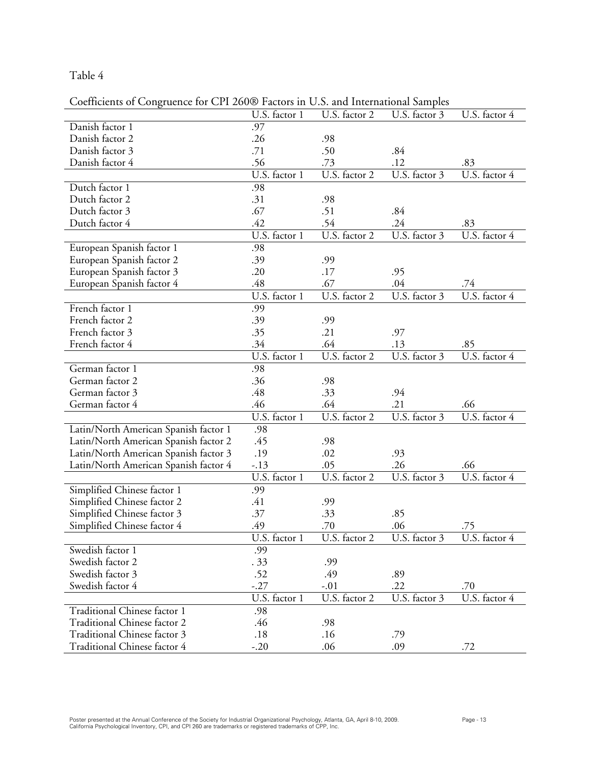Table 4

Coefficients of Congruence for CPI 260® Factors in U.S. and International Samples

| | U.S. factor 1 | U.S. factor 2 | U.S. factor 3 | U.S. factor 4 |
|---|---|---|---|---|
| Danish factor 1 | .97 | | | |
| Danish factor 2 | .26 | .98 | | |
| Danish factor 3 | .71 | .50 | .84 | |
| Danish factor 4 | .56 | .73 | .12 | .83 |
| | U.S. factor 1 | U.S. factor 2 | U.S. factor 3 | U.S. factor 4 |
| Dutch factor 1 | .98 | | | |
| Dutch factor 2 | .31 | .98 | | |
| Dutch factor 3 | .67 | .51 | .84 | |
| Dutch factor 4 | .42 | .54 | .24 | .83 |
| | U.S. factor 1 | U.S. factor 2 | U.S. factor 3 | U.S. factor 4 |
| European Spanish factor 1 | .98 | | | |
| European Spanish factor 2 | .39 | .99 | | |
| European Spanish factor 3 | .20 | .17 | .95 | |
| European Spanish factor 4 | .48 | .67 | .04 | .74 |
| | U.S. factor 1 | U.S. factor 2 | U.S. factor 3 | U.S. factor 4 |
| French factor 1 | .99 | | | |
| French factor 2 | .39 | .99 | | |
| French factor 3 | .35 | .21 | .97 | |
| French factor 4 | .34 | .64 | .13 | .85 |
| | U.S. factor 1 | U.S. factor 2 | U.S. factor 3 | U.S. factor 4 |
| German factor 1 | .98 | | | |
| German factor 2 | .36 | .98 | | |
| German factor 3 | .48 | .33 | .94 | |
| German factor 4 | .46 | .64 | .21 | .66 |
| | U.S. factor 1 | U.S. factor 2 | U.S. factor 3 | U.S. factor 4 |
| Latin/North American Spanish factor 1 | .98 | | | |
| Latin/North American Spanish factor 2 | .45 | .98 | | |
| Latin/North American Spanish factor 3 | .19 | .02 | .93 | |
| Latin/North American Spanish factor 4 | -.13 | .05 | .26 | .66 |
| | U.S. factor 1 | U.S. factor 2 | U.S. factor 3 | U.S. factor 4 |
| Simplified Chinese factor 1 | .99 | | | |
| Simplified Chinese factor 2 | .41 | .99 | | |
| Simplified Chinese factor 3 | .37 | .33 | .85 | |
| Simplified Chinese factor 4 | .49 | .70 | .06 | .75 |
| | U.S. factor 1 | U.S. factor 2 | U.S. factor 3 | U.S. factor 4 |
| Swedish factor 1 | .99 | | | |
| Swedish factor 2 | . 33 | .99 | | |
| Swedish factor 3 | .52 | .49 | .89 | |
| Swedish factor 4 | -.27 | -.01 | .22 | .70 |
| | U.S. factor 1 | U.S. factor 2 | U.S. factor 3 | U.S. factor 4 |
| Traditional Chinese factor 1 | .98 | | | |
| Traditional Chinese factor 2 | .46 | .98 | | |
| Traditional Chinese factor 3 | .18 | .16 | .79 | |
| Traditional Chinese factor 4 | -.20 | .06 | .09 | .72 |